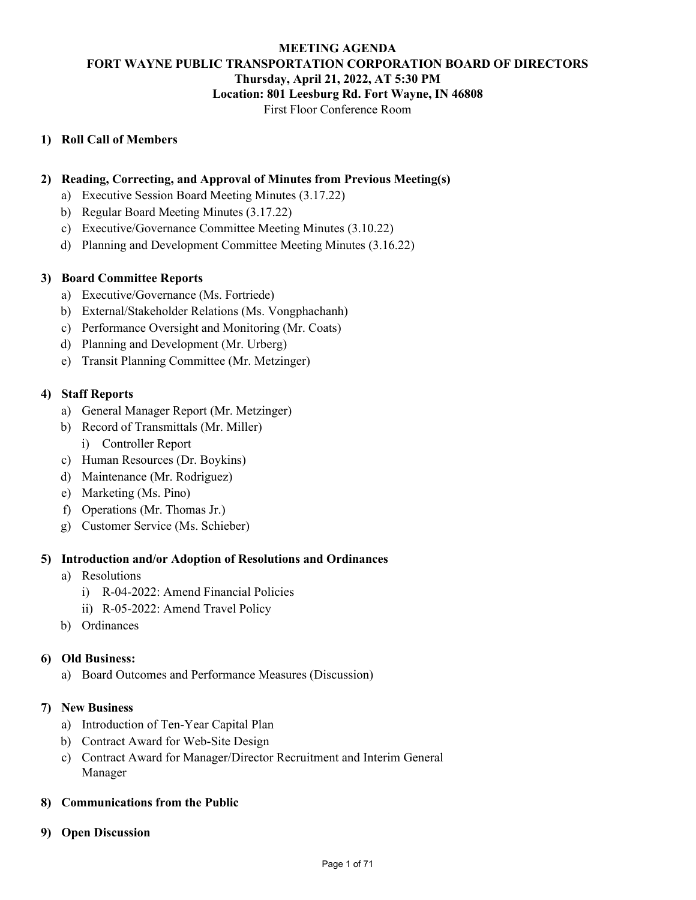# MEETING AGENDA
## FORT WAYNE PUBLIC TRANSPORTATION CORPORATION BOARD OF DIRECTORS
**Thursday, April 21, 2022, AT 5:30 PM**

**Location: 801 Leesburg Rd. Fort Wayne, IN 46808**

First Floor Conference Room

1) **Roll Call of Members**

2) **Reading, Correcting, and Approval of Minutes from Previous Meeting(s)**
   a) Executive Session Board Meeting Minutes (3.17.22)
   b) Regular Board Meeting Minutes (3.17.22)
   c) Executive/Governance Committee Meeting Minutes (3.10.22)
   d) Planning and Development Committee Meeting Minutes (3.16.22)

3) **Board Committee Reports**
   a) Executive/Governance (Ms. Fortriede)
   b) External/Stakeholder Relations (Ms. Vongphachanh)
   c) Performance Oversight and Monitoring (Mr. Coats)
   d) Planning and Development (Mr. Urberg)
   e) Transit Planning Committee (Mr. Metzinger)

4) **Staff Reports**
   a) General Manager Report (Mr. Metzinger)
   b) Record of Transmittals (Mr. Miller)
      i) Controller Report
   c) Human Resources (Dr. Boykins)
   d) Maintenance (Mr. Rodriguez)
   e) Marketing (Ms. Pino)
   f) Operations (Mr. Thomas Jr.)
   g) Customer Service (Ms. Schieber)

5) **Introduction and/or Adoption of Resolutions and Ordinances**
   a) Resolutions
      i) R-04-2022: Amend Financial Policies
      ii) R-05-2022: Amend Travel Policy
   b) Ordinances

6) **Old Business:**
   a) Board Outcomes and Performance Measures (Discussion)

7) **New Business**
   a) Introduction of Ten-Year Capital Plan
   b) Contract Award for Web-Site Design
   c) Contract Award for Manager/Director Recruitment and Interim General Manager

8) **Communications from the Public**

9) **Open Discussion**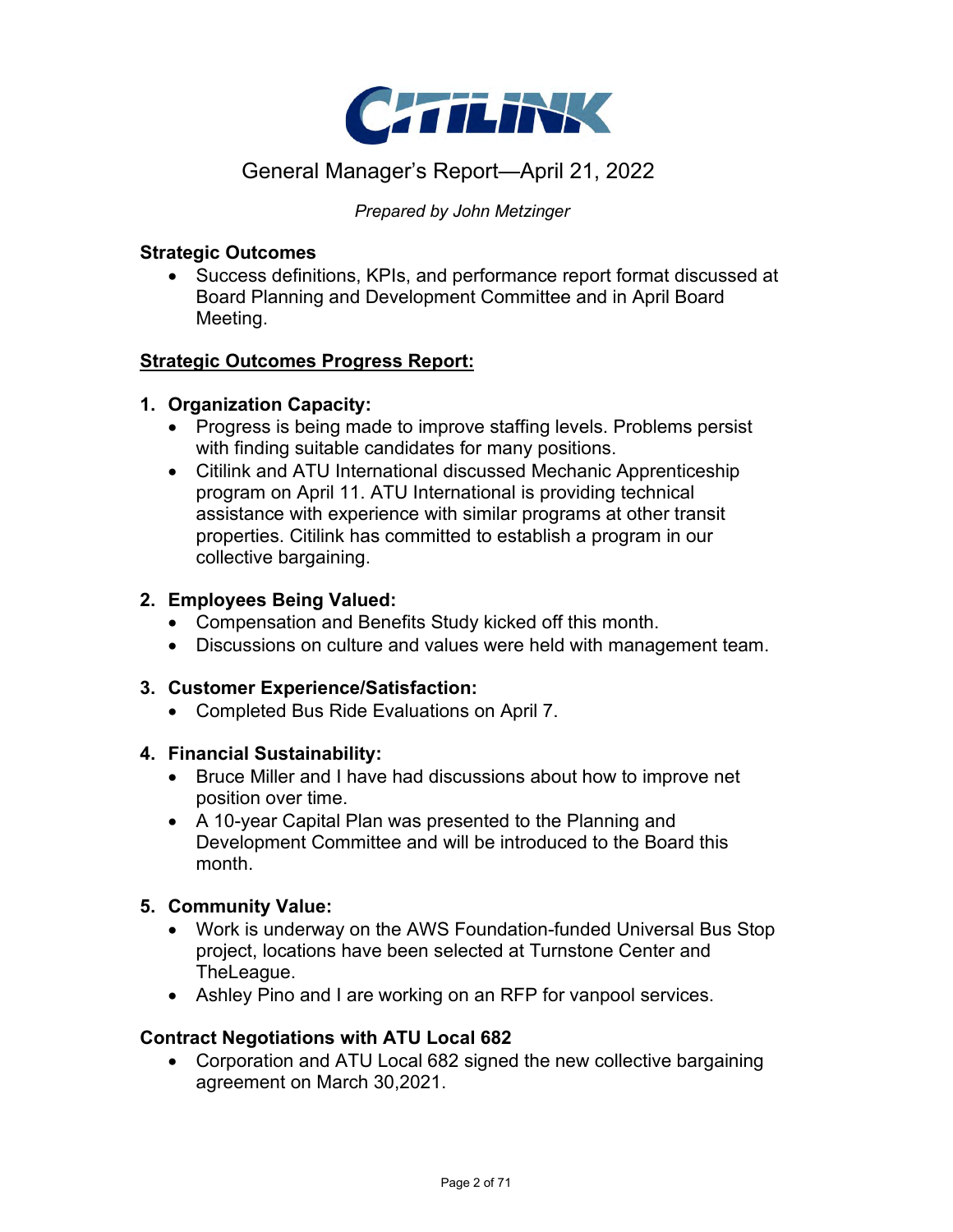# CITILINK

## General Manager's Report—April 21, 2022

*Prepared by John Metzinger*

**Strategic Outcomes**

- Success definitions, KPIs, and performance report format discussed at Board Planning and Development Committee and in April Board Meeting.

**Strategic Outcomes Progress Report:**

1. **Organization Capacity:**
   - Progress is being made to improve staffing levels. Problems persist with finding suitable candidates for many positions.
   - Citilink and ATU International discussed Mechanic Apprenticeship program on April 11. ATU International is providing technical assistance with experience with similar programs at other transit properties. Citilink has committed to establish a program in our collective bargaining.

2. **Employees Being Valued:**
   - Compensation and Benefits Study kicked off this month.
   - Discussions on culture and values were held with management team.

3. **Customer Experience/Satisfaction:**
   - Completed Bus Ride Evaluations on April 7.

4. **Financial Sustainability:**
   - Bruce Miller and I have had discussions about how to improve net position over time.
   - A 10-year Capital Plan was presented to the Planning and Development Committee and will be introduced to the Board this month.

5. **Community Value:**
   - Work is underway on the AWS Foundation-funded Universal Bus Stop project, locations have been selected at Turnstone Center and TheLeague.
   - Ashley Pino and I are working on an RFP for vanpool services.

**Contract Negotiations with ATU Local 682**

- Corporation and ATU Local 682 signed the new collective bargaining agreement on March 30,2021.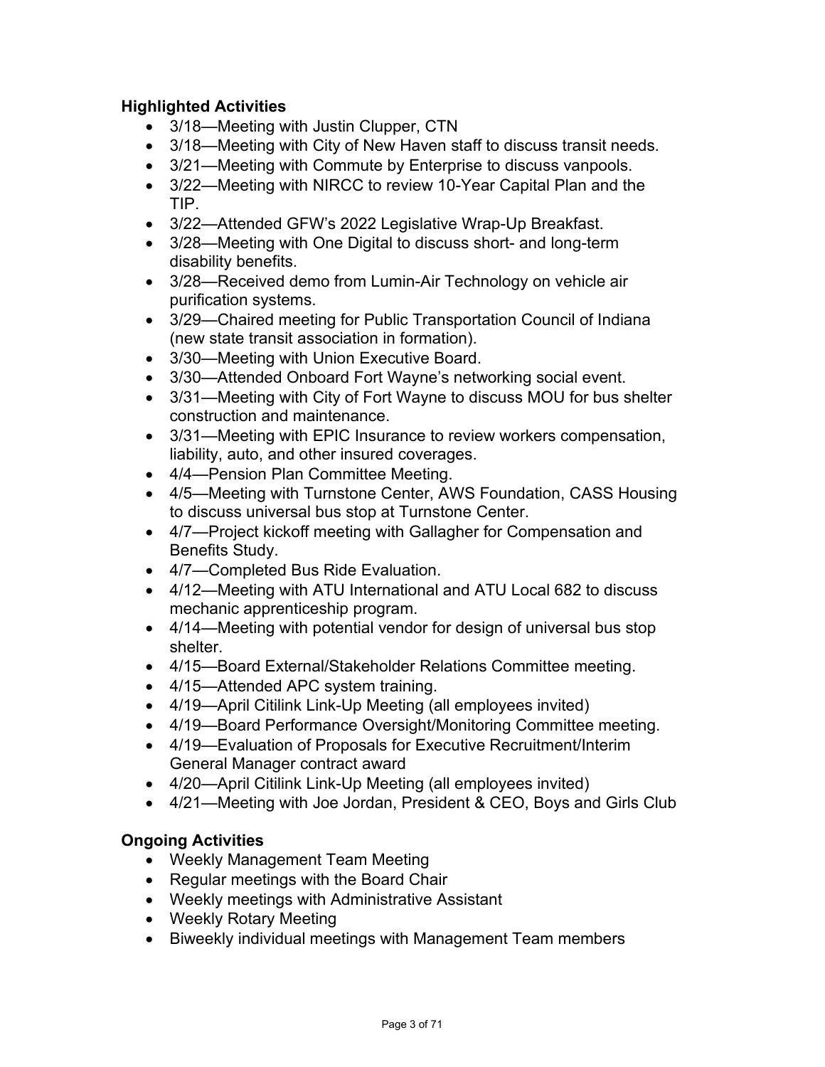**Highlighted Activities**

- 3/18—Meeting with Justin Clupper, CTN
- 3/18—Meeting with City of New Haven staff to discuss transit needs.
- 3/21—Meeting with Commute by Enterprise to discuss vanpools.
- 3/22—Meeting with NIRCC to review 10-Year Capital Plan and the TIP.
- 3/22—Attended GFW's 2022 Legislative Wrap-Up Breakfast.
- 3/28—Meeting with One Digital to discuss short- and long-term disability benefits.
- 3/28—Received demo from Lumin-Air Technology on vehicle air purification systems.
- 3/29—Chaired meeting for Public Transportation Council of Indiana (new state transit association in formation).
- 3/30—Meeting with Union Executive Board.
- 3/30—Attended Onboard Fort Wayne's networking social event.
- 3/31—Meeting with City of Fort Wayne to discuss MOU for bus shelter construction and maintenance.
- 3/31—Meeting with EPIC Insurance to review workers compensation, liability, auto, and other insured coverages.
- 4/4—Pension Plan Committee Meeting.
- 4/5—Meeting with Turnstone Center, AWS Foundation, CASS Housing to discuss universal bus stop at Turnstone Center.
- 4/7—Project kickoff meeting with Gallagher for Compensation and Benefits Study.
- 4/7—Completed Bus Ride Evaluation.
- 4/12—Meeting with ATU International and ATU Local 682 to discuss mechanic apprenticeship program.
- 4/14—Meeting with potential vendor for design of universal bus stop shelter.
- 4/15—Board External/Stakeholder Relations Committee meeting.
- 4/15—Attended APC system training.
- 4/19—April Citilink Link-Up Meeting (all employees invited)
- 4/19—Board Performance Oversight/Monitoring Committee meeting.
- 4/19—Evaluation of Proposals for Executive Recruitment/Interim General Manager contract award
- 4/20—April Citilink Link-Up Meeting (all employees invited)
- 4/21—Meeting with Joe Jordan, President & CEO, Boys and Girls Club

**Ongoing Activities**

- Weekly Management Team Meeting
- Regular meetings with the Board Chair
- Weekly meetings with Administrative Assistant
- Weekly Rotary Meeting
- Biweekly individual meetings with Management Team members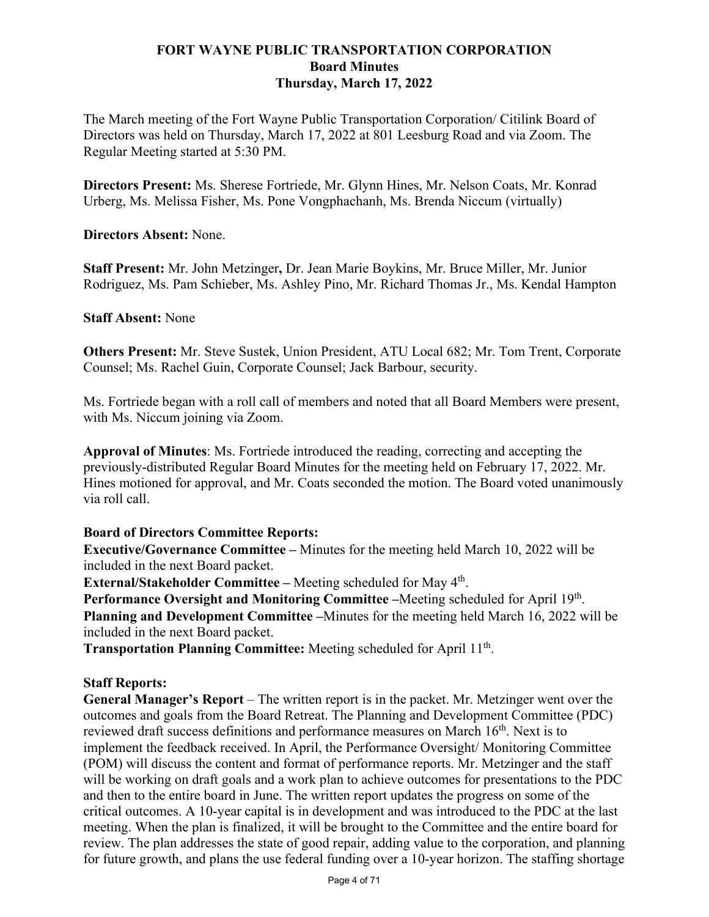# FORT WAYNE PUBLIC TRANSPORTATION CORPORATION
## Board Minutes
## Thursday, March 17, 2022

The March meeting of the Fort Wayne Public Transportation Corporation/ Citilink Board of Directors was held on Thursday, March 17, 2022 at 801 Leesburg Road and via Zoom. The Regular Meeting started at 5:30 PM.

**Directors Present:** Ms. Sherese Fortriede, Mr. Glynn Hines, Mr. Nelson Coats, Mr. Konrad Urberg, Ms. Melissa Fisher, Ms. Pone Vongphachanh, Ms. Brenda Niccum (virtually)

**Directors Absent:** None.

**Staff Present:** Mr. John Metzinger**,** Dr. Jean Marie Boykins, Mr. Bruce Miller, Mr. Junior Rodriguez, Ms. Pam Schieber, Ms. Ashley Pino, Mr. Richard Thomas Jr., Ms. Kendal Hampton

**Staff Absent:** None

**Others Present:** Mr. Steve Sustek, Union President, ATU Local 682; Mr. Tom Trent, Corporate Counsel; Ms. Rachel Guin, Corporate Counsel; Jack Barbour, security.

Ms. Fortriede began with a roll call of members and noted that all Board Members were present, with Ms. Niccum joining via Zoom.

**Approval of Minutes**: Ms. Fortriede introduced the reading, correcting and accepting the previously-distributed Regular Board Minutes for the meeting held on February 17, 2022. Mr. Hines motioned for approval, and Mr. Coats seconded the motion. The Board voted unanimously via roll call.

**Board of Directors Committee Reports:**

**Executive/Governance Committee –** Minutes for the meeting held March 10, 2022 will be included in the next Board packet.

**External/Stakeholder Committee –** Meeting scheduled for May 4th.

**Performance Oversight and Monitoring Committee –**Meeting scheduled for April 19th.

**Planning and Development Committee –**Minutes for the meeting held March 16, 2022 will be included in the next Board packet.

**Transportation Planning Committee:** Meeting scheduled for April 11th.

**Staff Reports:**

**General Manager's Report** – The written report is in the packet. Mr. Metzinger went over the outcomes and goals from the Board Retreat. The Planning and Development Committee (PDC) reviewed draft success definitions and performance measures on March 16th. Next is to implement the feedback received. In April, the Performance Oversight/ Monitoring Committee (POM) will discuss the content and format of performance reports. Mr. Metzinger and the staff will be working on draft goals and a work plan to achieve outcomes for presentations to the PDC and then to the entire board in June. The written report updates the progress on some of the critical outcomes. A 10-year capital is in development and was introduced to the PDC at the last meeting. When the plan is finalized, it will be brought to the Committee and the entire board for review. The plan addresses the state of good repair, adding value to the corporation, and planning for future growth, and plans the use federal funding over a 10-year horizon. The staffing shortage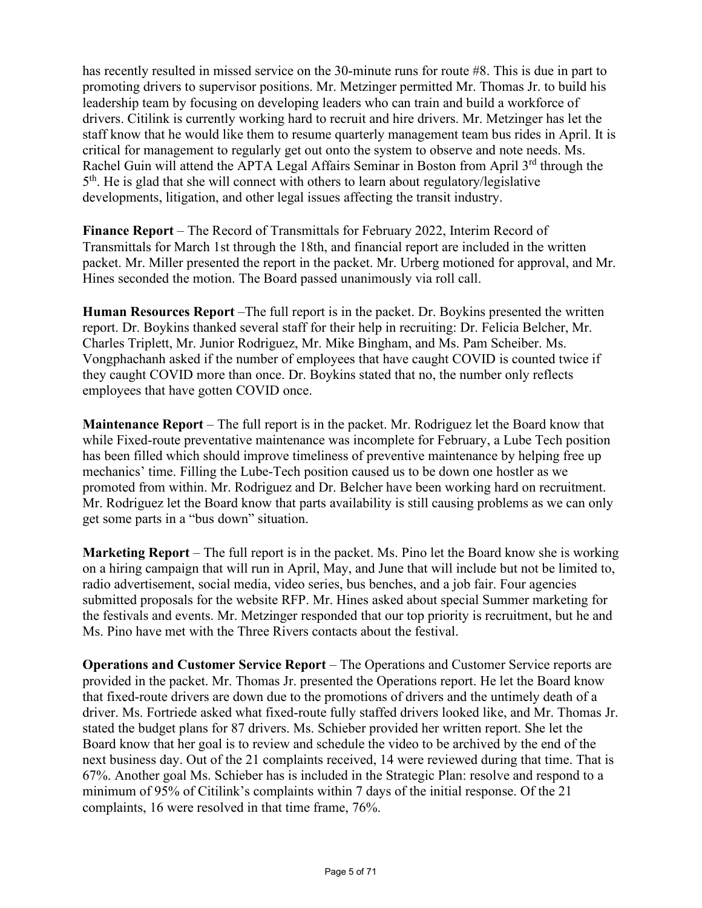has recently resulted in missed service on the 30-minute runs for route #8. This is due in part to promoting drivers to supervisor positions. Mr. Metzinger permitted Mr. Thomas Jr. to build his leadership team by focusing on developing leaders who can train and build a workforce of drivers. Citilink is currently working hard to recruit and hire drivers. Mr. Metzinger has let the staff know that he would like them to resume quarterly management team bus rides in April. It is critical for management to regularly get out onto the system to observe and note needs. Ms. Rachel Guin will attend the APTA Legal Affairs Seminar in Boston from April 3rd through the 5th. He is glad that she will connect with others to learn about regulatory/legislative developments, litigation, and other legal issues affecting the transit industry.

**Finance Report** – The Record of Transmittals for February 2022, Interim Record of Transmittals for March 1st through the 18th, and financial report are included in the written packet. Mr. Miller presented the report in the packet. Mr. Urberg motioned for approval, and Mr. Hines seconded the motion. The Board passed unanimously via roll call.

**Human Resources Report** –The full report is in the packet. Dr. Boykins presented the written report. Dr. Boykins thanked several staff for their help in recruiting: Dr. Felicia Belcher, Mr. Charles Triplett, Mr. Junior Rodriguez, Mr. Mike Bingham, and Ms. Pam Scheiber. Ms. Vongphachanh asked if the number of employees that have caught COVID is counted twice if they caught COVID more than once. Dr. Boykins stated that no, the number only reflects employees that have gotten COVID once.

**Maintenance Report** – The full report is in the packet. Mr. Rodriguez let the Board know that while Fixed-route preventative maintenance was incomplete for February, a Lube Tech position has been filled which should improve timeliness of preventive maintenance by helping free up mechanics' time. Filling the Lube-Tech position caused us to be down one hostler as we promoted from within. Mr. Rodriguez and Dr. Belcher have been working hard on recruitment. Mr. Rodriguez let the Board know that parts availability is still causing problems as we can only get some parts in a "bus down" situation.

**Marketing Report** – The full report is in the packet. Ms. Pino let the Board know she is working on a hiring campaign that will run in April, May, and June that will include but not be limited to, radio advertisement, social media, video series, bus benches, and a job fair. Four agencies submitted proposals for the website RFP. Mr. Hines asked about special Summer marketing for the festivals and events. Mr. Metzinger responded that our top priority is recruitment, but he and Ms. Pino have met with the Three Rivers contacts about the festival.

**Operations and Customer Service Report** – The Operations and Customer Service reports are provided in the packet. Mr. Thomas Jr. presented the Operations report. He let the Board know that fixed-route drivers are down due to the promotions of drivers and the untimely death of a driver. Ms. Fortriede asked what fixed-route fully staffed drivers looked like, and Mr. Thomas Jr. stated the budget plans for 87 drivers. Ms. Schieber provided her written report. She let the Board know that her goal is to review and schedule the video to be archived by the end of the next business day. Out of the 21 complaints received, 14 were reviewed during that time. That is 67%. Another goal Ms. Schieber has is included in the Strategic Plan: resolve and respond to a minimum of 95% of Citilink's complaints within 7 days of the initial response. Of the 21 complaints, 16 were resolved in that time frame, 76%.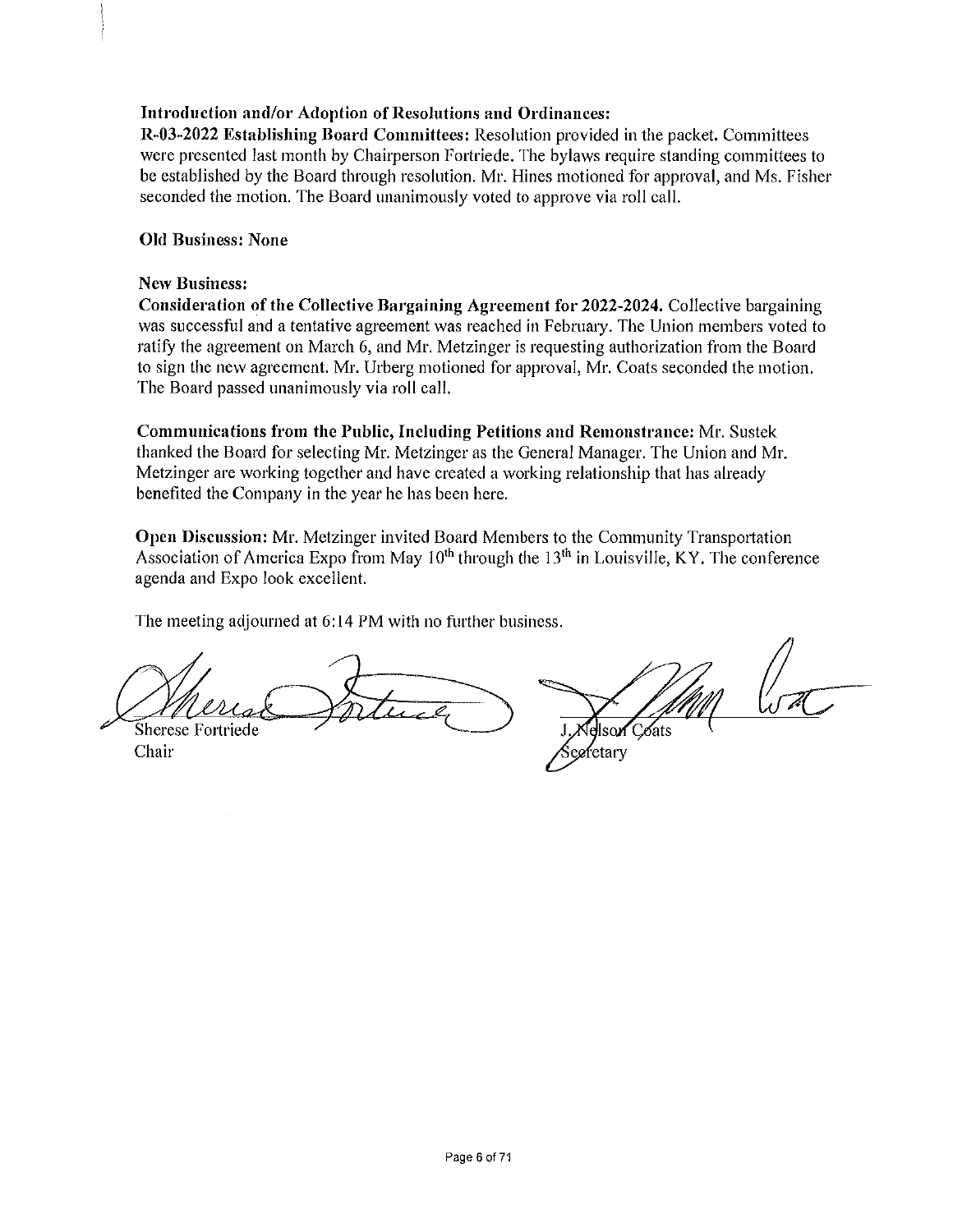**Introduction and/or Adoption of Resolutions and Ordinances:**
**R-03-2022 Establishing Board Committees:** Resolution provided in the packet. Committees were presented last month by Chairperson Fortriede. The bylaws require standing committees to be established by the Board through resolution. Mr. Hines motioned for approval, and Ms. Fisher seconded the motion. The Board unanimously voted to approve via roll call.

**Old Business: None**

**New Business:**
**Consideration of the Collective Bargaining Agreement for 2022-2024.** Collective bargaining was successful and a tentative agreement was reached in February. The Union members voted to ratify the agreement on March 6, and Mr. Metzinger is requesting authorization from the Board to sign the new agreement. Mr. Urberg motioned for approval, Mr. Coats seconded the motion. The Board passed unanimously via roll call.

**Communications from the Public, Including Petitions and Remonstrance:** Mr. Sustek thanked the Board for selecting Mr. Metzinger as the General Manager. The Union and Mr. Metzinger are working together and have created a working relationship that has already benefited the Company in the year he has been here.

**Open Discussion:** Mr. Metzinger invited Board Members to the Community Transportation Association of America Expo from May 10th through the 13th in Louisville, KY. The conference agenda and Expo look excellent.

The meeting adjourned at 6:14 PM with no further business.

Sherese Fortriede
Chair

J. Nelson Coats
Secretary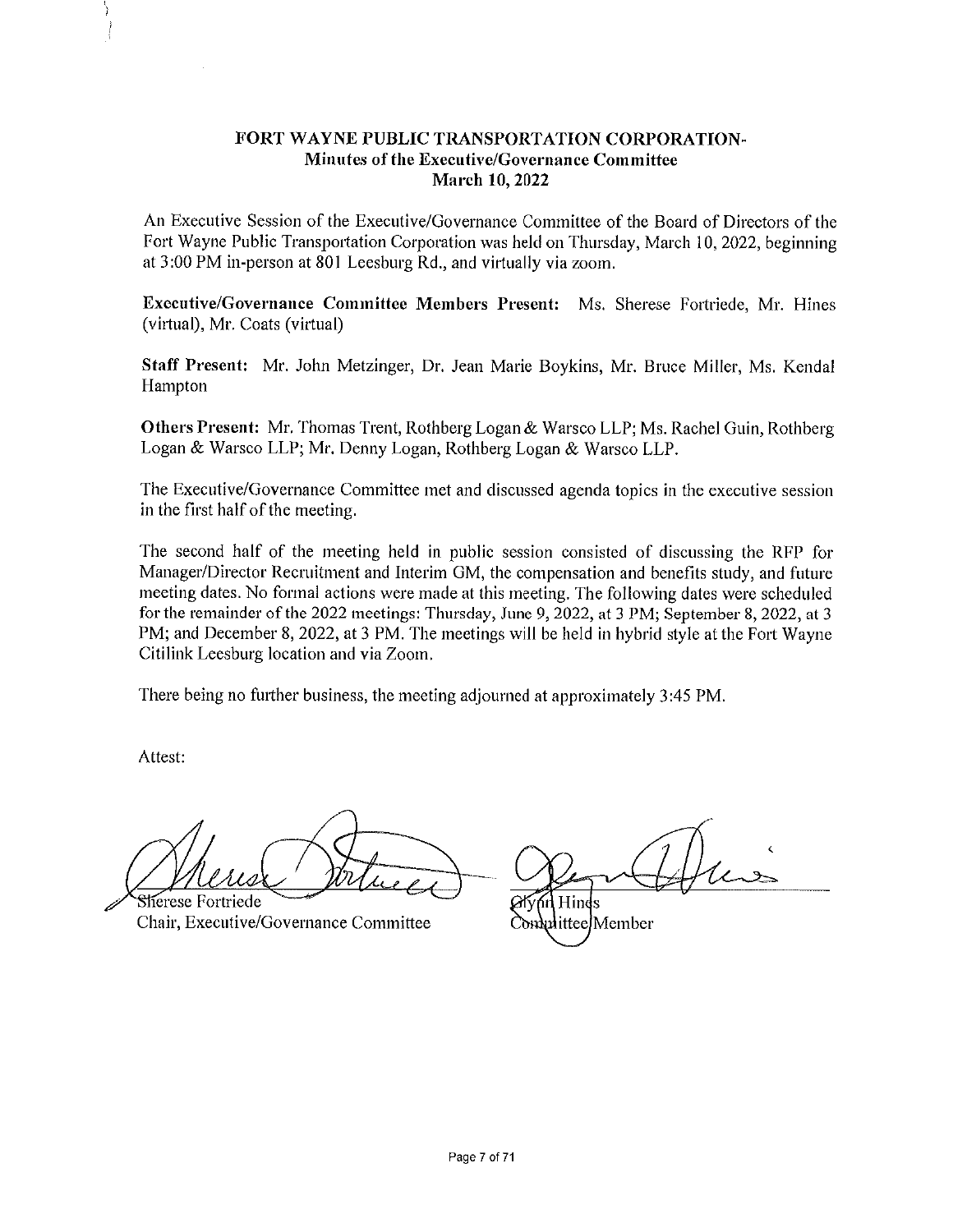# FORT WAYNE PUBLIC TRANSPORTATION CORPORATION-
## Minutes of the Executive/Governance Committee
## March 10, 2022

An Executive Session of the Executive/Governance Committee of the Board of Directors of the Fort Wayne Public Transportation Corporation was held on Thursday, March 10, 2022, beginning at 3:00 PM in-person at 801 Leesburg Rd., and virtually via zoom.

**Executive/Governance Committee Members Present:** Ms. Sherese Fortriede, Mr. Hines (virtual), Mr. Coats (virtual)

**Staff Present:** Mr. John Metzinger, Dr. Jean Marie Boykins, Mr. Bruce Miller, Ms. Kendal Hampton

**Others Present:** Mr. Thomas Trent, Rothberg Logan & Warsco LLP; Ms. Rachel Guin, Rothberg Logan & Warsco LLP; Mr. Denny Logan, Rothberg Logan & Warsco LLP.

The Executive/Governance Committee met and discussed agenda topics in the executive session in the first half of the meeting.

The second half of the meeting held in public session consisted of discussing the RFP for Manager/Director Recruitment and Interim GM, the compensation and benefits study, and future meeting dates. No formal actions were made at this meeting. The following dates were scheduled for the remainder of the 2022 meetings: Thursday, June 9, 2022, at 3 PM; September 8, 2022, at 3 PM; and December 8, 2022, at 3 PM. The meetings will be held in hybrid style at the Fort Wayne Citilink Leesburg location and via Zoom.

There being no further business, the meeting adjourned at approximately 3:45 PM.

Attest:

Sherese Fortriede
Chair, Executive/Governance Committee

Glynn Hines
Committee Member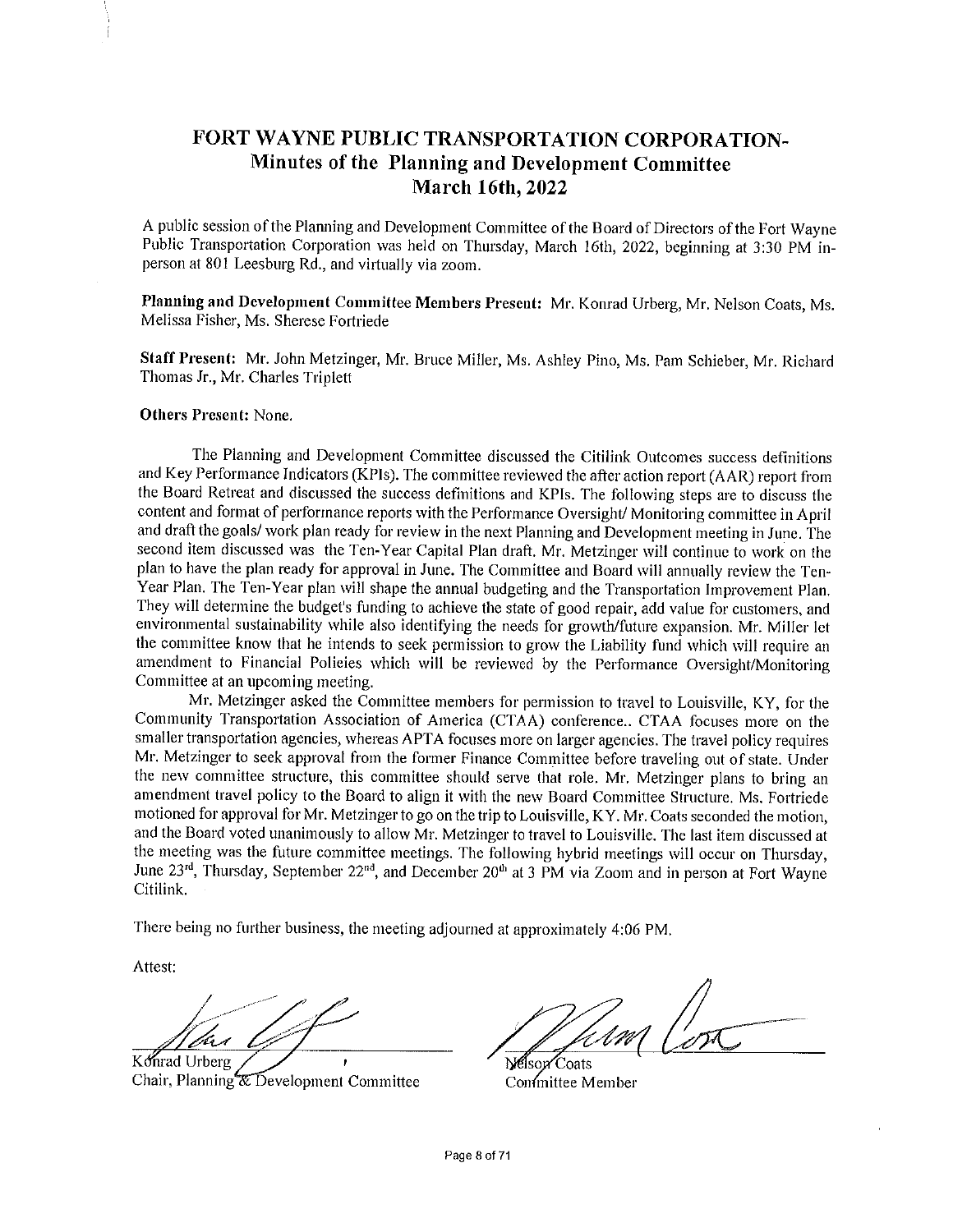# FORT WAYNE PUBLIC TRANSPORTATION CORPORATION-
## Minutes of the Planning and Development Committee
## March 16th, 2022

A public session of the Planning and Development Committee of the Board of Directors of the Fort Wayne Public Transportation Corporation was held on Thursday, March 16th, 2022, beginning at 3:30 PM in-person at 801 Leesburg Rd., and virtually via zoom.

**Planning and Development Committee Members Present:** Mr. Konrad Urberg, Mr. Nelson Coats, Ms. Melissa Fisher, Ms. Sherese Fortriede

**Staff Present:** Mr. John Metzinger, Mr. Bruce Miller, Ms. Ashley Pino, Ms. Pam Schieber, Mr. Richard Thomas Jr., Mr. Charles Triplett

**Others Present:** None.

The Planning and Development Committee discussed the Citilink Outcomes success definitions and Key Performance Indicators (KPIs). The committee reviewed the after action report (AAR) report from the Board Retreat and discussed the success definitions and KPIs. The following steps are to discuss the content and format of performance reports with the Performance Oversight/ Monitoring committee in April and draft the goals/ work plan ready for review in the next Planning and Development meeting in June. The second item discussed was the Ten-Year Capital Plan draft. Mr. Metzinger will continue to work on the plan to have the plan ready for approval in June. The Committee and Board will annually review the Ten-Year Plan. The Ten-Year plan will shape the annual budgeting and the Transportation Improvement Plan. They will determine the budget's funding to achieve the state of good repair, add value for customers, and environmental sustainability while also identifying the needs for growth/future expansion. Mr. Miller let the committee know that he intends to seek permission to grow the Liability fund which will require an amendment to Financial Policies which will be reviewed by the Performance Oversight/Monitoring Committee at an upcoming meeting.

Mr. Metzinger asked the Committee members for permission to travel to Louisville, KY, for the Community Transportation Association of America (CTAA) conference.. CTAA focuses more on the smaller transportation agencies, whereas APTA focuses more on larger agencies. The travel policy requires Mr. Metzinger to seek approval from the former Finance Committee before traveling out of state. Under the new committee structure, this committee should serve that role. Mr. Metzinger plans to bring an amendment travel policy to the Board to align it with the new Board Committee Structure. Ms. Fortriede motioned for approval for Mr. Metzinger to go on the trip to Louisville, KY. Mr. Coats seconded the motion, and the Board voted unanimously to allow Mr. Metzinger to travel to Louisville. The last item discussed at the meeting was the future committee meetings. The following hybrid meetings will occur on Thursday, June 23rd, Thursday, September 22nd, and December 20th at 3 PM via Zoom and in person at Fort Wayne Citilink.

There being no further business, the meeting adjourned at approximately 4:06 PM.

Attest:

Konrad Urberg
Chair, Planning & Development Committee

Nelson Coats
Committee Member